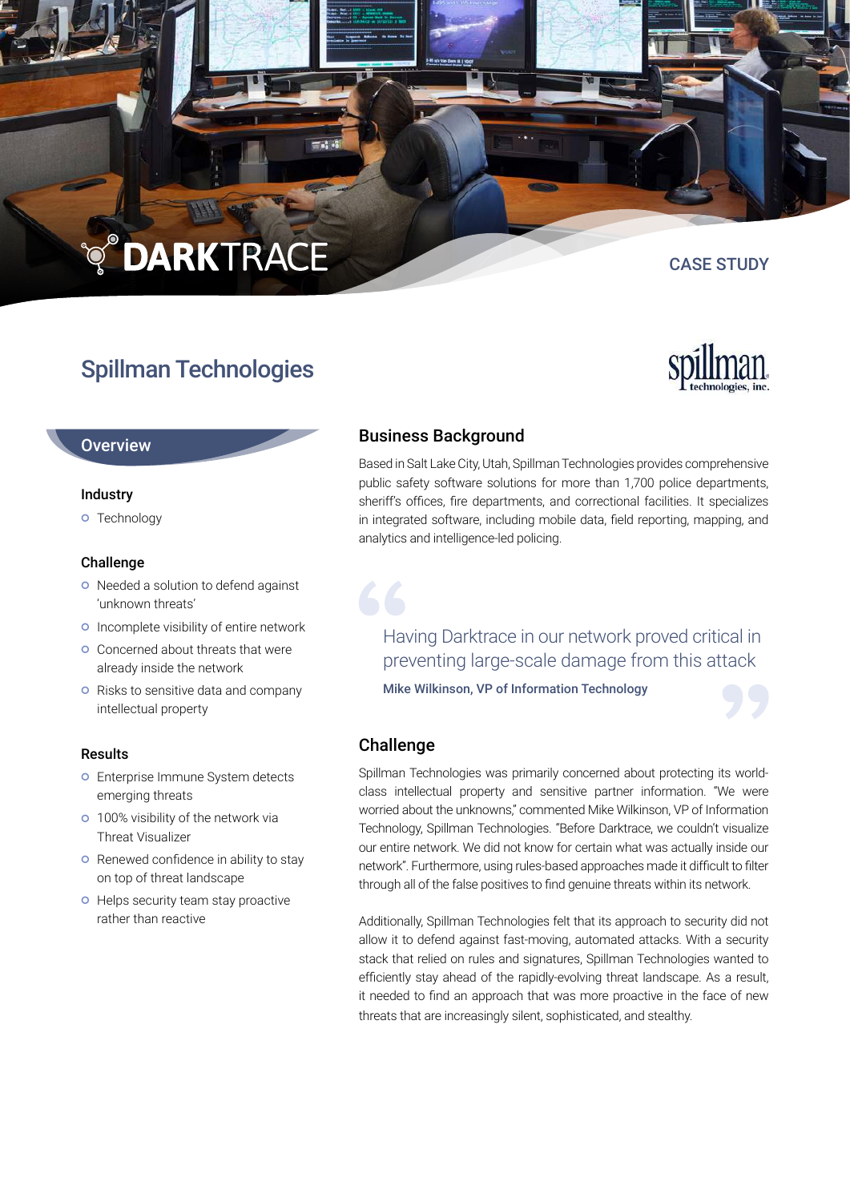DARKTRACE

CASE STUDY

# Spillman Technologies

## Overview

### Industry

- Technology

### Challenge

- Needed a solution to defend against 'unknown threats'
- Incomplete visibility of entire network
- Concerned about threats that were already inside the network
- Risks to sensitive data and company intellectual property

### Results

- Enterprise Immune System detects emerging threats
- 100% visibility of the network via Threat Visualizer
- Renewed confidence in ability to stay on top of threat landscape
- Helps security team stay proactive rather than reactive

## Business Background

Based in Salt Lake City, Utah, Spillman Technologies provides comprehensive public safety software solutions for more than 1,700 police departments, sheriff's offices, fire departments, and correctional facilities. It specializes in integrated software, including mobile data, field reporting, mapping, and analytics and intelligence-led policing.

> Having Darktrace in our network proved critical in preventing large-scale damage from this attack
>
> **Mike Wilkinson, VP of Information Technology**

## Challenge

Spillman Technologies was primarily concerned about protecting its world-class intellectual property and sensitive partner information. "We were worried about the unknowns," commented Mike Wilkinson, VP of Information Technology, Spillman Technologies. "Before Darktrace, we couldn't visualize our entire network. We did not know for certain what was actually inside our network". Furthermore, using rules-based approaches made it difficult to filter through all of the false positives to find genuine threats within its network.

Additionally, Spillman Technologies felt that its approach to security did not allow it to defend against fast-moving, automated attacks. With a security stack that relied on rules and signatures, Spillman Technologies wanted to efficiently stay ahead of the rapidly-evolving threat landscape. As a result, it needed to find an approach that was more proactive in the face of new threats that are increasingly silent, sophisticated, and stealthy.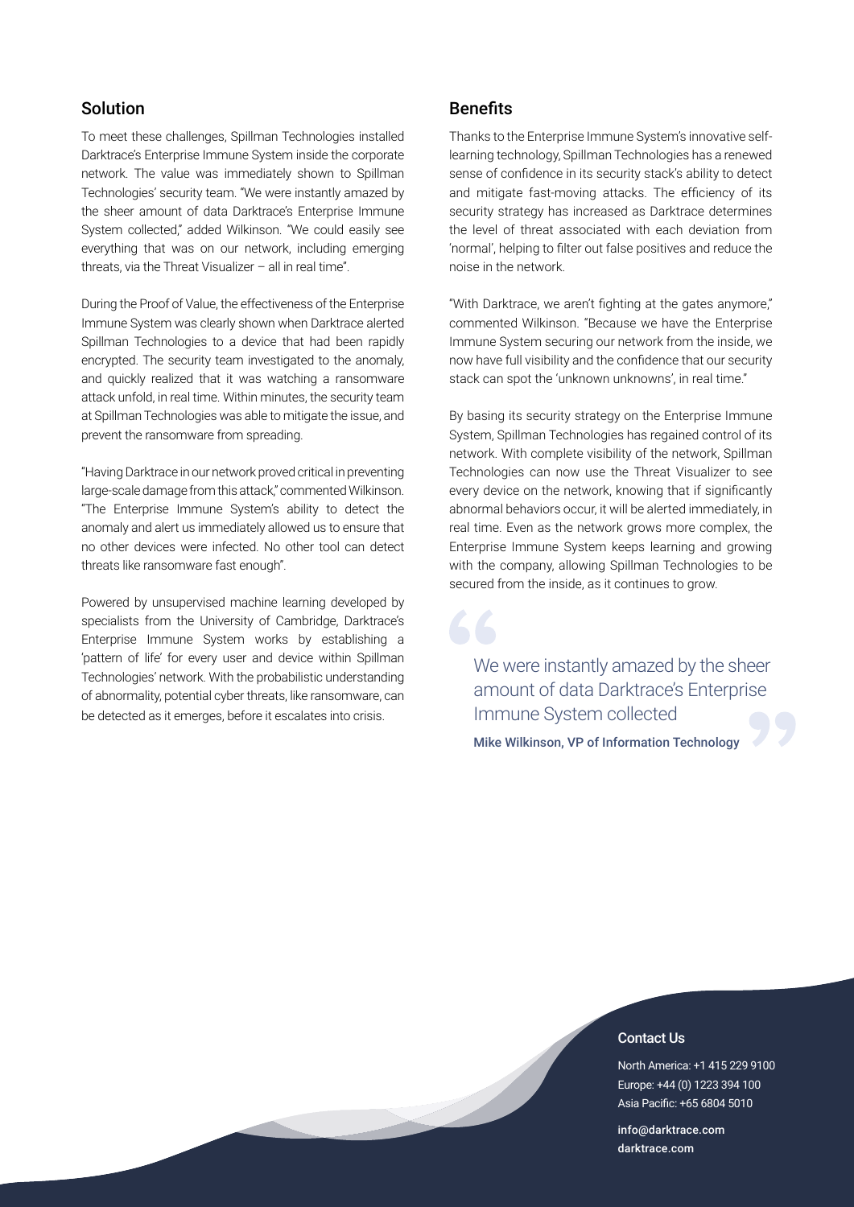## Solution

To meet these challenges, Spillman Technologies installed Darktrace's Enterprise Immune System inside the corporate network. The value was immediately shown to Spillman Technologies' security team. "We were instantly amazed by the sheer amount of data Darktrace's Enterprise Immune System collected," added Wilkinson. "We could easily see everything that was on our network, including emerging threats, via the Threat Visualizer – all in real time".

During the Proof of Value, the effectiveness of the Enterprise Immune System was clearly shown when Darktrace alerted Spillman Technologies to a device that had been rapidly encrypted. The security team investigated to the anomaly, and quickly realized that it was watching a ransomware attack unfold, in real time. Within minutes, the security team at Spillman Technologies was able to mitigate the issue, and prevent the ransomware from spreading.

"Having Darktrace in our network proved critical in preventing large-scale damage from this attack," commented Wilkinson. "The Enterprise Immune System's ability to detect the anomaly and alert us immediately allowed us to ensure that no other devices were infected. No other tool can detect threats like ransomware fast enough".

Powered by unsupervised machine learning developed by specialists from the University of Cambridge, Darktrace's Enterprise Immune System works by establishing a 'pattern of life' for every user and device within Spillman Technologies' network. With the probabilistic understanding of abnormality, potential cyber threats, like ransomware, can be detected as it emerges, before it escalates into crisis.

## Benefits

Thanks to the Enterprise Immune System's innovative self-learning technology, Spillman Technologies has a renewed sense of confidence in its security stack's ability to detect and mitigate fast-moving attacks. The efficiency of its security strategy has increased as Darktrace determines the level of threat associated with each deviation from 'normal', helping to filter out false positives and reduce the noise in the network.

"With Darktrace, we aren't fighting at the gates anymore," commented Wilkinson. "Because we have the Enterprise Immune System securing our network from the inside, we now have full visibility and the confidence that our security stack can spot the 'unknown unknowns', in real time."

By basing its security strategy on the Enterprise Immune System, Spillman Technologies has regained control of its network. With complete visibility of the network, Spillman Technologies can now use the Threat Visualizer to see every device on the network, knowing that if significantly abnormal behaviors occur, it will be alerted immediately, in real time. Even as the network grows more complex, the Enterprise Immune System keeps learning and growing with the company, allowing Spillman Technologies to be secured from the inside, as it continues to grow.

> "We were instantly amazed by the sheer amount of data Darktrace's Enterprise Immune System collected"
>
> **Mike Wilkinson, VP of Information Technology**

### Contact Us

North America: +1 415 229 9100
Europe: +44 (0) 1223 394 100
Asia Pacific: +65 6804 5010

info@darktrace.com
darktrace.com